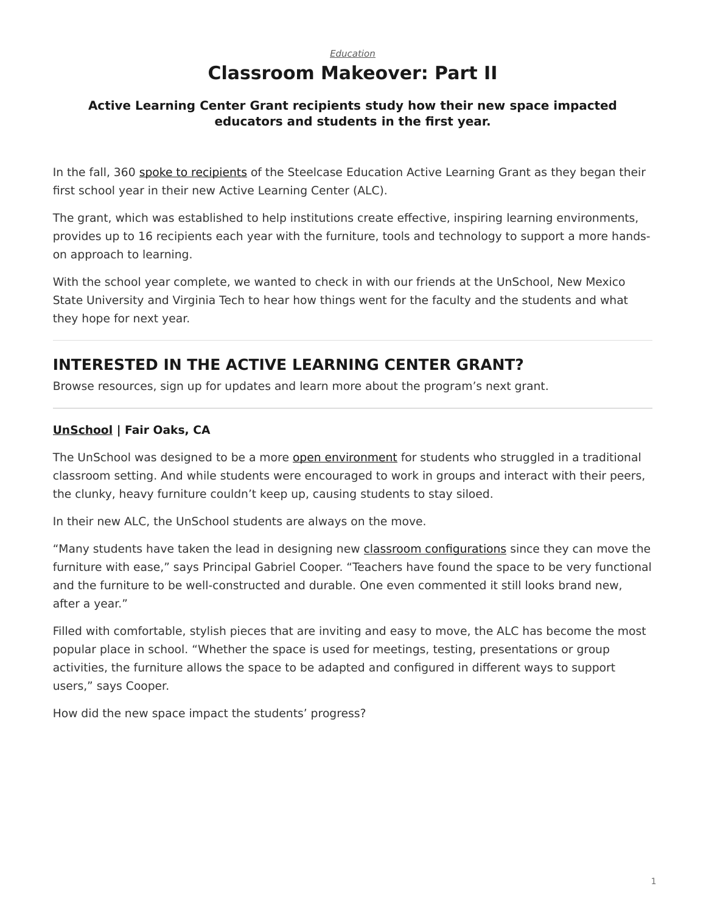*Education*

# Classroom Makeover: Part II

### Active Learning Center Grant recipients study how their new space impacted educators and students in the first year.

In the fall, 360 spoke to recipients of the Steelcase Education Active Learning Grant as they began their first school year in their new Active Learning Center (ALC).

The grant, which was established to help institutions create effective, inspiring learning environments, provides up to 16 recipients each year with the furniture, tools and technology to support a more hands-on approach to learning.

With the school year complete, we wanted to check in with our friends at the UnSchool, New Mexico State University and Virginia Tech to hear how things went for the faculty and the students and what they hope for next year.

---

## INTERESTED IN THE ACTIVE LEARNING CENTER GRANT?

Browse resources, sign up for updates and learn more about the program's next grant.

---

**UnSchool | Fair Oaks, CA**

The UnSchool was designed to be a more open environment for students who struggled in a traditional classroom setting. And while students were encouraged to work in groups and interact with their peers, the clunky, heavy furniture couldn't keep up, causing students to stay siloed.

In their new ALC, the UnSchool students are always on the move.

"Many students have taken the lead in designing new classroom configurations since they can move the furniture with ease," says Principal Gabriel Cooper. "Teachers have found the space to be very functional and the furniture to be well-constructed and durable. One even commented it still looks brand new, after a year."

Filled with comfortable, stylish pieces that are inviting and easy to move, the ALC has become the most popular place in school. "Whether the space is used for meetings, testing, presentations or group activities, the furniture allows the space to be adapted and configured in different ways to support users," says Cooper.

How did the new space impact the students' progress?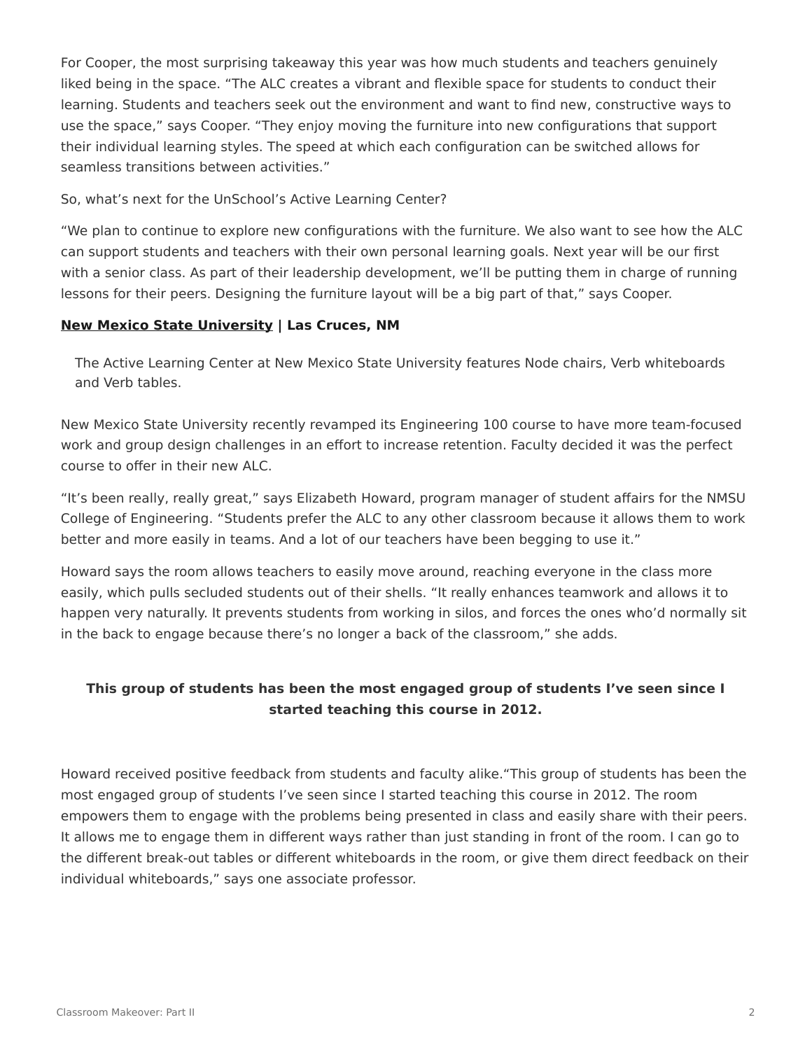For Cooper, the most surprising takeaway this year was how much students and teachers genuinely liked being in the space. “The ALC creates a vibrant and flexible space for students to conduct their learning. Students and teachers seek out the environment and want to find new, constructive ways to use the space,” says Cooper. “They enjoy moving the furniture into new configurations that support their individual learning styles. The speed at which each configuration can be switched allows for seamless transitions between activities.”

So, what’s next for the UnSchool’s Active Learning Center?

“We plan to continue to explore new configurations with the furniture. We also want to see how the ALC can support students and teachers with their own personal learning goals. Next year will be our first with a senior class. As part of their leadership development, we’ll be putting them in charge of running lessons for their peers. Designing the furniture layout will be a big part of that,” says Cooper.

**New Mexico State University | Las Cruces, NM**

The Active Learning Center at New Mexico State University features Node chairs, Verb whiteboards and Verb tables.

New Mexico State University recently revamped its Engineering 100 course to have more team-focused work and group design challenges in an effort to increase retention. Faculty decided it was the perfect course to offer in their new ALC.

“It’s been really, really great,” says Elizabeth Howard, program manager of student affairs for the NMSU College of Engineering. “Students prefer the ALC to any other classroom because it allows them to work better and more easily in teams. And a lot of our teachers have been begging to use it.”

Howard says the room allows teachers to easily move around, reaching everyone in the class more easily, which pulls secluded students out of their shells. “It really enhances teamwork and allows it to happen very naturally. It prevents students from working in silos, and forces the ones who’d normally sit in the back to engage because there’s no longer a back of the classroom,” she adds.

**This group of students has been the most engaged group of students I’ve seen since I started teaching this course in 2012.**

Howard received positive feedback from students and faculty alike.“This group of students has been the most engaged group of students I’ve seen since I started teaching this course in 2012. The room empowers them to engage with the problems being presented in class and easily share with their peers. It allows me to engage them in different ways rather than just standing in front of the room. I can go to the different break-out tables or different whiteboards in the room, or give them direct feedback on their individual whiteboards,” says one associate professor.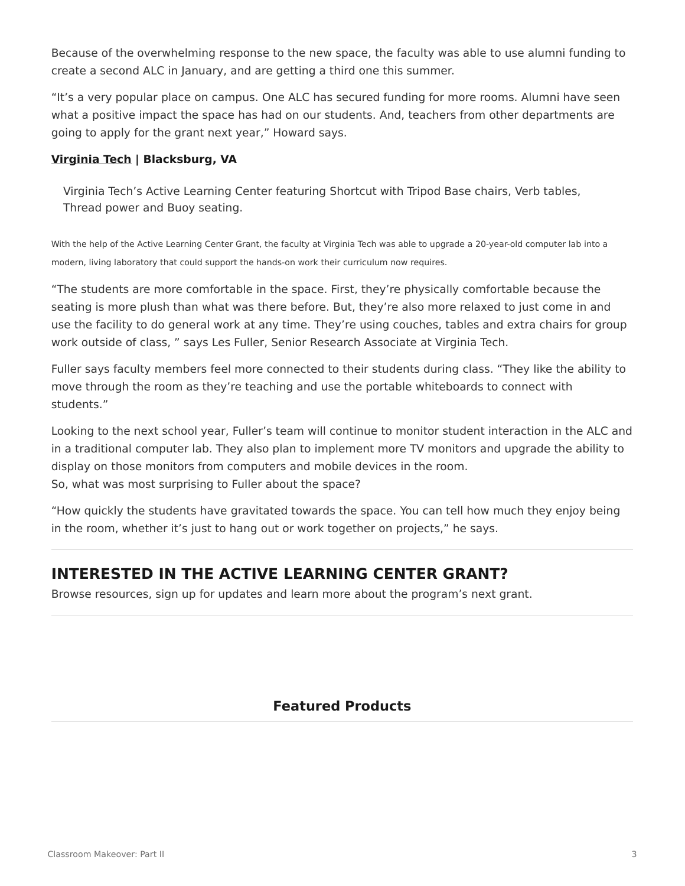Because of the overwhelming response to the new space, the faculty was able to use alumni funding to create a second ALC in January, and are getting a third one this summer.

"It's a very popular place on campus. One ALC has secured funding for more rooms. Alumni have seen what a positive impact the space has had on our students. And, teachers from other departments are going to apply for the grant next year," Howard says.

**Virginia Tech | Blacksburg, VA**

Virginia Tech's Active Learning Center featuring Shortcut with Tripod Base chairs, Verb tables, Thread power and Buoy seating.

With the help of the Active Learning Center Grant, the faculty at Virginia Tech was able to upgrade a 20-year-old computer lab into a modern, living laboratory that could support the hands-on work their curriculum now requires.

"The students are more comfortable in the space. First, they're physically comfortable because the seating is more plush than what was there before. But, they're also more relaxed to just come in and use the facility to do general work at any time. They're using couches, tables and extra chairs for group work outside of class, " says Les Fuller, Senior Research Associate at Virginia Tech.

Fuller says faculty members feel more connected to their students during class. "They like the ability to move through the room as they're teaching and use the portable whiteboards to connect with students."

Looking to the next school year, Fuller's team will continue to monitor student interaction in the ALC and in a traditional computer lab. They also plan to implement more TV monitors and upgrade the ability to display on those monitors from computers and mobile devices in the room.
So, what was most surprising to Fuller about the space?

"How quickly the students have gravitated towards the space. You can tell how much they enjoy being in the room, whether it's just to hang out or work together on projects," he says.

## INTERESTED IN THE ACTIVE LEARNING CENTER GRANT?

Browse resources, sign up for updates and learn more about the program's next grant.

### Featured Products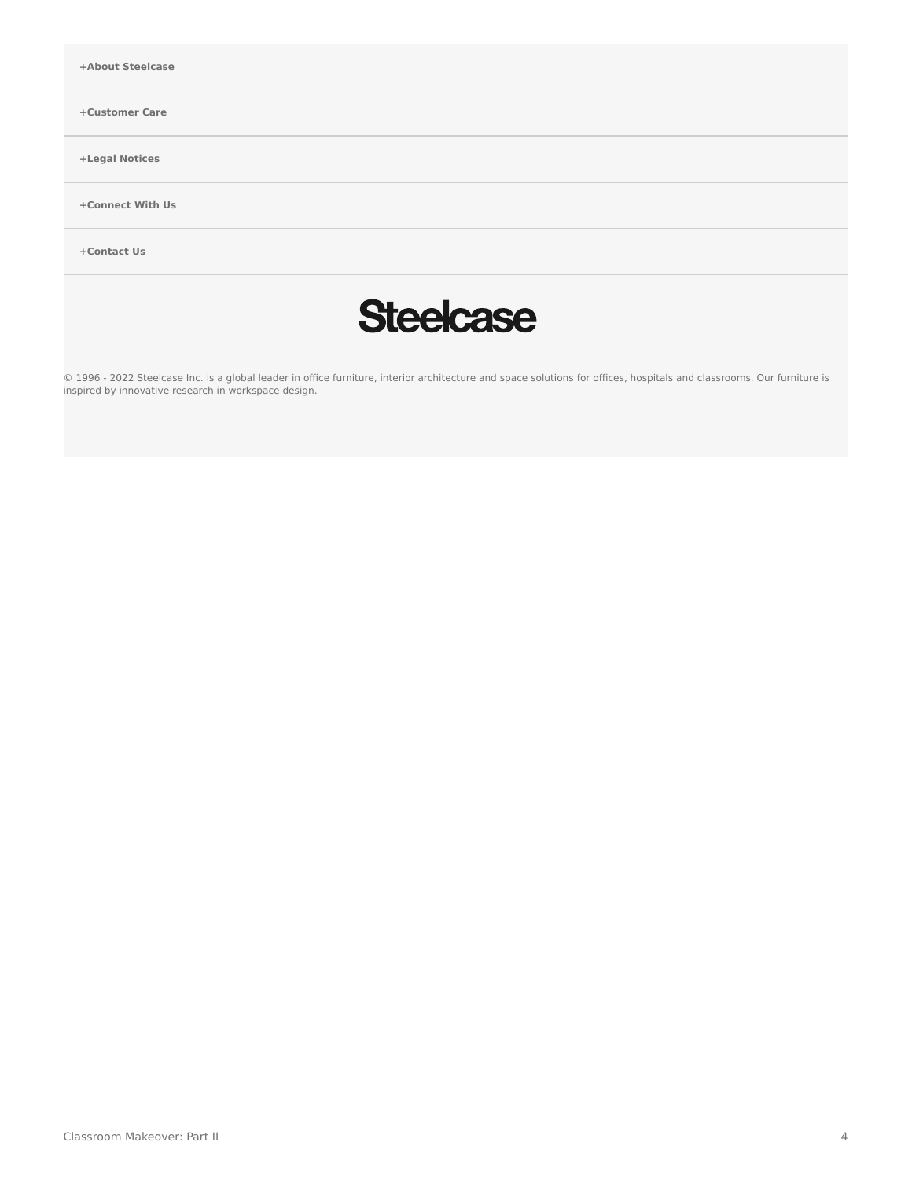**+About Steelcase**

**+Customer Care**

**+Legal Notices**

**+Connect With Us**

**+Contact Us**

Steelcase

© 1996 - 2022 Steelcase Inc. is a global leader in office furniture, interior architecture and space solutions for offices, hospitals and classrooms. Our furniture is inspired by innovative research in workspace design.